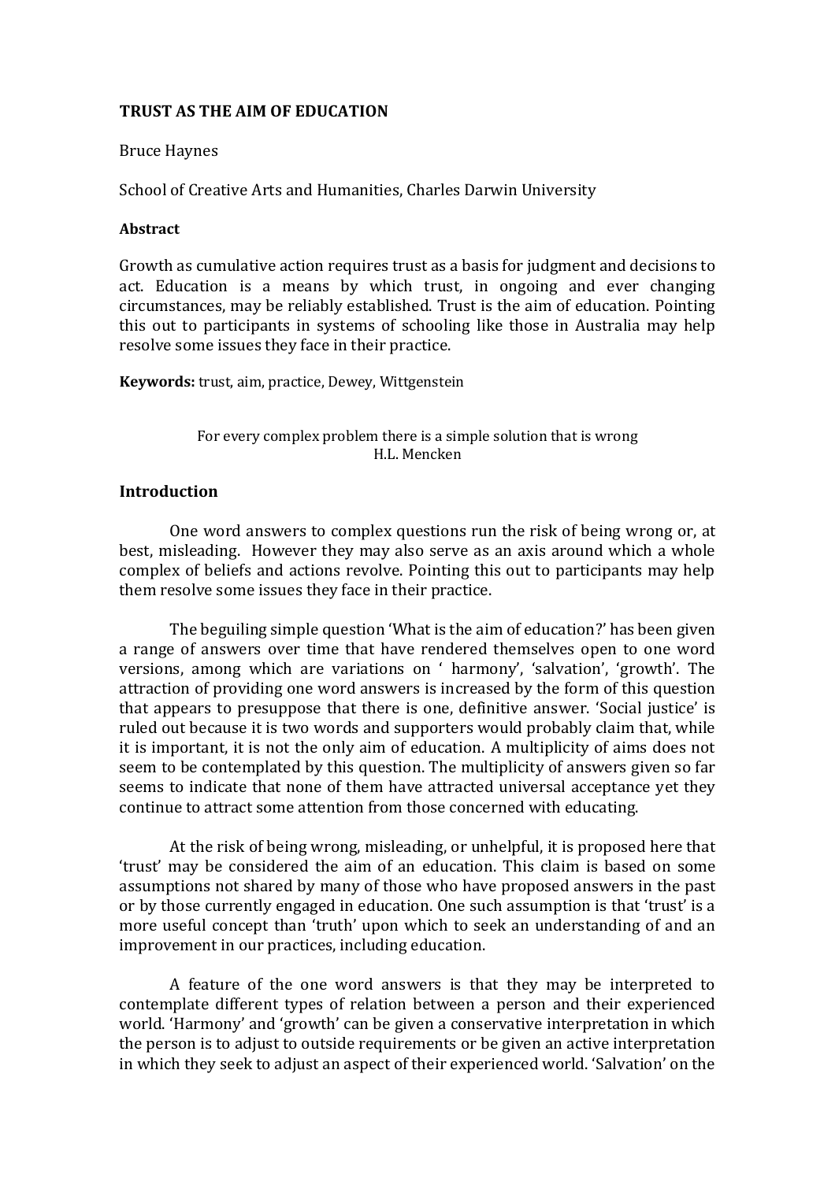# TRUST AS THE AIM OF EDUCATION

Bruce Haynes

School of Creative Arts and Humanities, Charles Darwin University

**Abstract**

Growth as cumulative action requires trust as a basis for judgment and decisions to act. Education is a means by which trust, in ongoing and ever changing circumstances, may be reliably established. Trust is the aim of education. Pointing this out to participants in systems of schooling like those in Australia may help resolve some issues they face in their practice.

**Keywords:** trust, aim, practice, Dewey, Wittgenstein

For every complex problem there is a simple solution that is wrong
H.L. Mencken

## Introduction

One word answers to complex questions run the risk of being wrong or, at best, misleading. However they may also serve as an axis around which a whole complex of beliefs and actions revolve. Pointing this out to participants may help them resolve some issues they face in their practice.

The beguiling simple question 'What is the aim of education?' has been given a range of answers over time that have rendered themselves open to one word versions, among which are variations on ' harmony', 'salvation', 'growth'. The attraction of providing one word answers is increased by the form of this question that appears to presuppose that there is one, definitive answer. 'Social justice' is ruled out because it is two words and supporters would probably claim that, while it is important, it is not the only aim of education. A multiplicity of aims does not seem to be contemplated by this question. The multiplicity of answers given so far seems to indicate that none of them have attracted universal acceptance yet they continue to attract some attention from those concerned with educating.

At the risk of being wrong, misleading, or unhelpful, it is proposed here that 'trust' may be considered the aim of an education. This claim is based on some assumptions not shared by many of those who have proposed answers in the past or by those currently engaged in education. One such assumption is that 'trust' is a more useful concept than 'truth' upon which to seek an understanding of and an improvement in our practices, including education.

A feature of the one word answers is that they may be interpreted to contemplate different types of relation between a person and their experienced world. 'Harmony' and 'growth' can be given a conservative interpretation in which the person is to adjust to outside requirements or be given an active interpretation in which they seek to adjust an aspect of their experienced world. 'Salvation' on the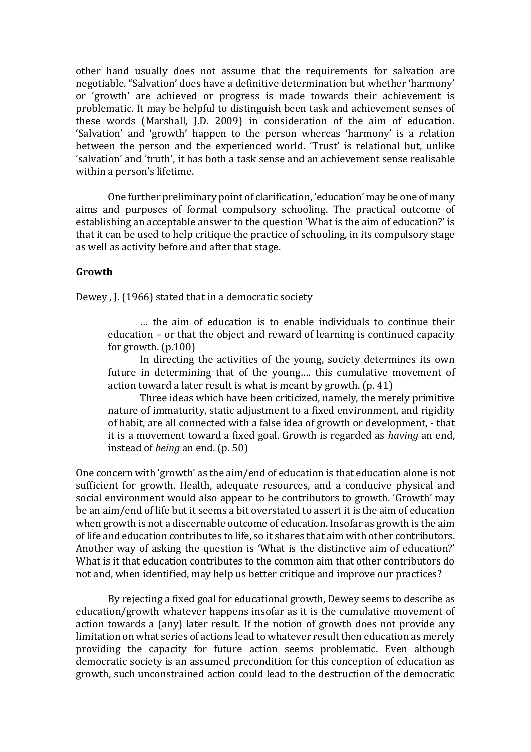other hand usually does not assume that the requirements for salvation are negotiable. "Salvation' does have a definitive determination but whether 'harmony' or 'growth' are achieved or progress is made towards their achievement is problematic. It may be helpful to distinguish been task and achievement senses of these words (Marshall, J.D. 2009) in consideration of the aim of education. 'Salvation' and 'growth' happen to the person whereas 'harmony' is a relation between the person and the experienced world. 'Trust' is relational but, unlike 'salvation' and 'truth', it has both a task sense and an achievement sense realisable within a person's lifetime.

One further preliminary point of clarification, 'education' may be one of many aims and purposes of formal compulsory schooling. The practical outcome of establishing an acceptable answer to the question 'What is the aim of education?' is that it can be used to help critique the practice of schooling, in its compulsory stage as well as activity before and after that stage.

**Growth**

Dewey , J. (1966) stated that in a democratic society

> … the aim of education is to enable individuals to continue their education – or that the object and reward of learning is continued capacity for growth. (p.100)
>
> In directing the activities of the young, society determines its own future in determining that of the young…. this cumulative movement of action toward a later result is what is meant by growth. (p. 41)
>
> Three ideas which have been criticized, namely, the merely primitive nature of immaturity, static adjustment to a fixed environment, and rigidity of habit, are all connected with a false idea of growth or development, - that it is a movement toward a fixed goal. Growth is regarded as *having* an end, instead of *being* an end. (p. 50)

One concern with 'growth' as the aim/end of education is that education alone is not sufficient for growth. Health, adequate resources, and a conducive physical and social environment would also appear to be contributors to growth. 'Growth' may be an aim/end of life but it seems a bit overstated to assert it is the aim of education when growth is not a discernable outcome of education. Insofar as growth is the aim of life and education contributes to life, so it shares that aim with other contributors. Another way of asking the question is 'What is the distinctive aim of education?' What is it that education contributes to the common aim that other contributors do not and, when identified, may help us better critique and improve our practices?

By rejecting a fixed goal for educational growth, Dewey seems to describe as education/growth whatever happens insofar as it is the cumulative movement of action towards a (any) later result. If the notion of growth does not provide any limitation on what series of actions lead to whatever result then education as merely providing the capacity for future action seems problematic. Even although democratic society is an assumed precondition for this conception of education as growth, such unconstrained action could lead to the destruction of the democratic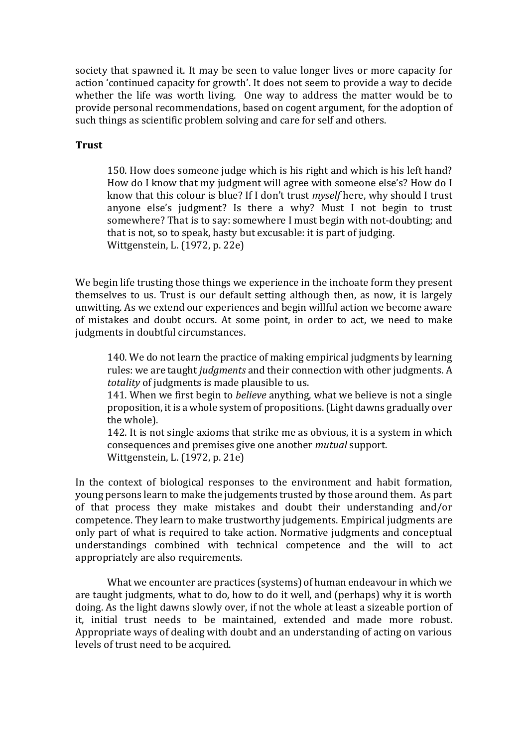society that spawned it. It may be seen to value longer lives or more capacity for action 'continued capacity for growth'. It does not seem to provide a way to decide whether the life was worth living. One way to address the matter would be to provide personal recommendations, based on cogent argument, for the adoption of such things as scientific problem solving and care for self and others.

### Trust

> 150. How does someone judge which is his right and which is his left hand? How do I know that my judgment will agree with someone else's? How do I know that this colour is blue? If I don't trust *myself* here, why should I trust anyone else's judgment? Is there a why? Must I not begin to trust somewhere? That is to say: somewhere I must begin with not-doubting; and that is not, so to speak, hasty but excusable: it is part of judging.
> Wittgenstein, L. (1972, p. 22e)

We begin life trusting those things we experience in the inchoate form they present themselves to us. Trust is our default setting although then, as now, it is largely unwitting. As we extend our experiences and begin willful action we become aware of mistakes and doubt occurs. At some point, in order to act, we need to make judgments in doubtful circumstances.

> 140. We do not learn the practice of making empirical judgments by learning rules: we are taught *judgments* and their connection with other judgments. A *totality* of judgments is made plausible to us.
> 141. When we first begin to *believe* anything, what we believe is not a single proposition, it is a whole system of propositions. (Light dawns gradually over the whole).
> 142. It is not single axioms that strike me as obvious, it is a system in which consequences and premises give one another *mutual* support.
> Wittgenstein, L. (1972, p. 21e)

In the context of biological responses to the environment and habit formation, young persons learn to make the judgements trusted by those around them. As part of that process they make mistakes and doubt their understanding and/or competence. They learn to make trustworthy judgements. Empirical judgments are only part of what is required to take action. Normative judgments and conceptual understandings combined with technical competence and the will to act appropriately are also requirements.

What we encounter are practices (systems) of human endeavour in which we are taught judgments, what to do, how to do it well, and (perhaps) why it is worth doing. As the light dawns slowly over, if not the whole at least a sizeable portion of it, initial trust needs to be maintained, extended and made more robust. Appropriate ways of dealing with doubt and an understanding of acting on various levels of trust need to be acquired.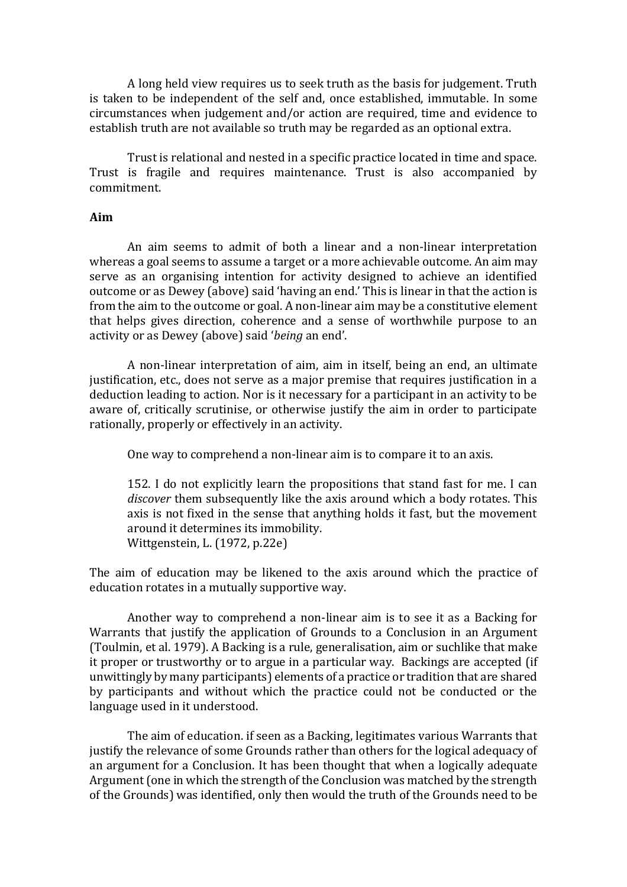A long held view requires us to seek truth as the basis for judgement. Truth is taken to be independent of the self and, once established, immutable. In some circumstances when judgement and/or action are required, time and evidence to establish truth are not available so truth may be regarded as an optional extra.

Trust is relational and nested in a specific practice located in time and space. Trust is fragile and requires maintenance. Trust is also accompanied by commitment.

**Aim**

An aim seems to admit of both a linear and a non-linear interpretation whereas a goal seems to assume a target or a more achievable outcome. An aim may serve as an organising intention for activity designed to achieve an identified outcome or as Dewey (above) said 'having an end.' This is linear in that the action is from the aim to the outcome or goal. A non-linear aim may be a constitutive element that helps gives direction, coherence and a sense of worthwhile purpose to an activity or as Dewey (above) said '*being* an end'.

A non-linear interpretation of aim, aim in itself, being an end, an ultimate justification, etc., does not serve as a major premise that requires justification in a deduction leading to action. Nor is it necessary for a participant in an activity to be aware of, critically scrutinise, or otherwise justify the aim in order to participate rationally, properly or effectively in an activity.

One way to comprehend a non-linear aim is to compare it to an axis.

> 152. I do not explicitly learn the propositions that stand fast for me. I can *discover* them subsequently like the axis around which a body rotates. This axis is not fixed in the sense that anything holds it fast, but the movement around it determines its immobility.
> Wittgenstein, L. (1972, p.22e)

The aim of education may be likened to the axis around which the practice of education rotates in a mutually supportive way.

Another way to comprehend a non-linear aim is to see it as a Backing for Warrants that justify the application of Grounds to a Conclusion in an Argument (Toulmin, et al. 1979). A Backing is a rule, generalisation, aim or suchlike that make it proper or trustworthy or to argue in a particular way. Backings are accepted (if unwittingly by many participants) elements of a practice or tradition that are shared by participants and without which the practice could not be conducted or the language used in it understood.

The aim of education. if seen as a Backing, legitimates various Warrants that justify the relevance of some Grounds rather than others for the logical adequacy of an argument for a Conclusion. It has been thought that when a logically adequate Argument (one in which the strength of the Conclusion was matched by the strength of the Grounds) was identified, only then would the truth of the Grounds need to be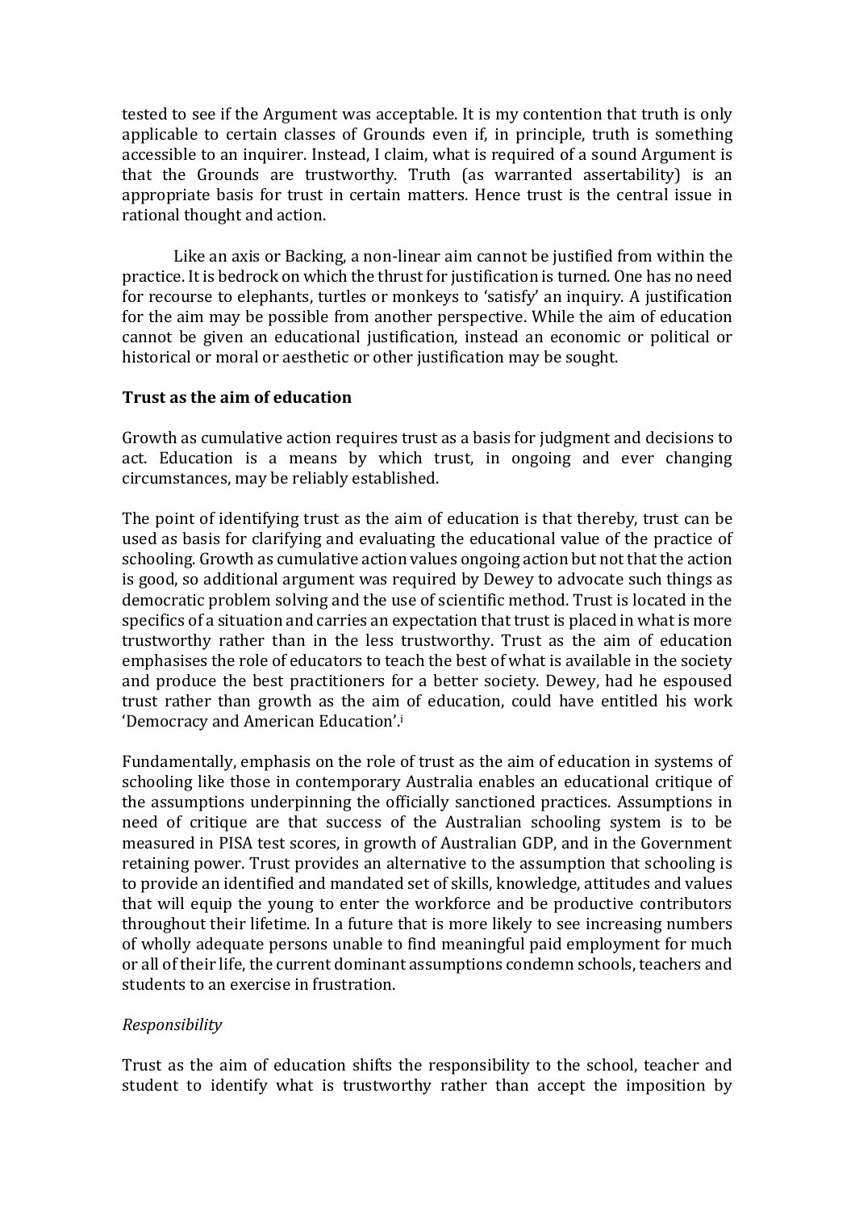tested to see if the Argument was acceptable. It is my contention that truth is only applicable to certain classes of Grounds even if, in principle, truth is something accessible to an inquirer. Instead, I claim, what is required of a sound Argument is that the Grounds are trustworthy. Truth (as warranted assertability) is an appropriate basis for trust in certain matters. Hence trust is the central issue in rational thought and action.

Like an axis or Backing, a non-linear aim cannot be justified from within the practice. It is bedrock on which the thrust for justification is turned. One has no need for recourse to elephants, turtles or monkeys to 'satisfy' an inquiry. A justification for the aim may be possible from another perspective. While the aim of education cannot be given an educational justification, instead an economic or political or historical or moral or aesthetic or other justification may be sought.

### Trust as the aim of education

Growth as cumulative action requires trust as a basis for judgment and decisions to act. Education is a means by which trust, in ongoing and ever changing circumstances, may be reliably established.

The point of identifying trust as the aim of education is that thereby, trust can be used as basis for clarifying and evaluating the educational value of the practice of schooling. Growth as cumulative action values ongoing action but not that the action is good, so additional argument was required by Dewey to advocate such things as democratic problem solving and the use of scientific method. Trust is located in the specifics of a situation and carries an expectation that trust is placed in what is more trustworthy rather than in the less trustworthy. Trust as the aim of education emphasises the role of educators to teach the best of what is available in the society and produce the best practitioners for a better society. Dewey, had he espoused trust rather than growth as the aim of education, could have entitled his work 'Democracy and American Education'.[i]

Fundamentally, emphasis on the role of trust as the aim of education in systems of schooling like those in contemporary Australia enables an educational critique of the assumptions underpinning the officially sanctioned practices. Assumptions in need of critique are that success of the Australian schooling system is to be measured in PISA test scores, in growth of Australian GDP, and in the Government retaining power. Trust provides an alternative to the assumption that schooling is to provide an identified and mandated set of skills, knowledge, attitudes and values that will equip the young to enter the workforce and be productive contributors throughout their lifetime. In a future that is more likely to see increasing numbers of wholly adequate persons unable to find meaningful paid employment for much or all of their life, the current dominant assumptions condemn schools, teachers and students to an exercise in frustration.

#### *Responsibility*

Trust as the aim of education shifts the responsibility to the school, teacher and student to identify what is trustworthy rather than accept the imposition by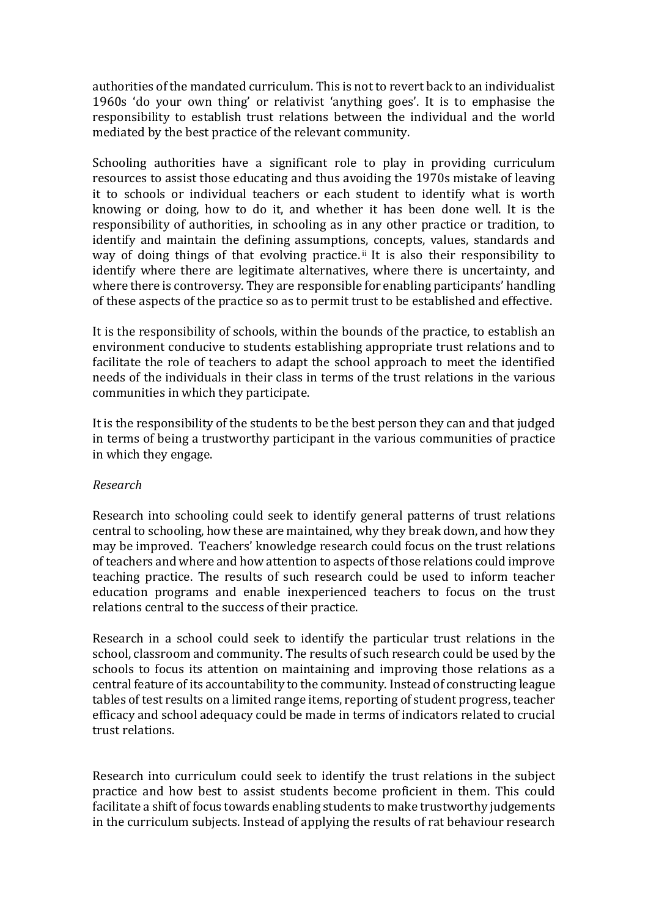authorities of the mandated curriculum. This is not to revert back to an individualist 1960s 'do your own thing' or relativist 'anything goes'. It is to emphasise the responsibility to establish trust relations between the individual and the world mediated by the best practice of the relevant community.

Schooling authorities have a significant role to play in providing curriculum resources to assist those educating and thus avoiding the 1970s mistake of leaving it to schools or individual teachers or each student to identify what is worth knowing or doing, how to do it, and whether it has been done well. It is the responsibility of authorities, in schooling as in any other practice or tradition, to identify and maintain the defining assumptions, concepts, values, standards and way of doing things of that evolving practice.[ii] It is also their responsibility to identify where there are legitimate alternatives, where there is uncertainty, and where there is controversy. They are responsible for enabling participants' handling of these aspects of the practice so as to permit trust to be established and effective.

It is the responsibility of schools, within the bounds of the practice, to establish an environment conducive to students establishing appropriate trust relations and to facilitate the role of teachers to adapt the school approach to meet the identified needs of the individuals in their class in terms of the trust relations in the various communities in which they participate.

It is the responsibility of the students to be the best person they can and that judged in terms of being a trustworthy participant in the various communities of practice in which they engage.

*Research*

Research into schooling could seek to identify general patterns of trust relations central to schooling, how these are maintained, why they break down, and how they may be improved. Teachers' knowledge research could focus on the trust relations of teachers and where and how attention to aspects of those relations could improve teaching practice. The results of such research could be used to inform teacher education programs and enable inexperienced teachers to focus on the trust relations central to the success of their practice.

Research in a school could seek to identify the particular trust relations in the school, classroom and community. The results of such research could be used by the schools to focus its attention on maintaining and improving those relations as a central feature of its accountability to the community. Instead of constructing league tables of test results on a limited range items, reporting of student progress, teacher efficacy and school adequacy could be made in terms of indicators related to crucial trust relations.

Research into curriculum could seek to identify the trust relations in the subject practice and how best to assist students become proficient in them. This could facilitate a shift of focus towards enabling students to make trustworthy judgements in the curriculum subjects. Instead of applying the results of rat behaviour research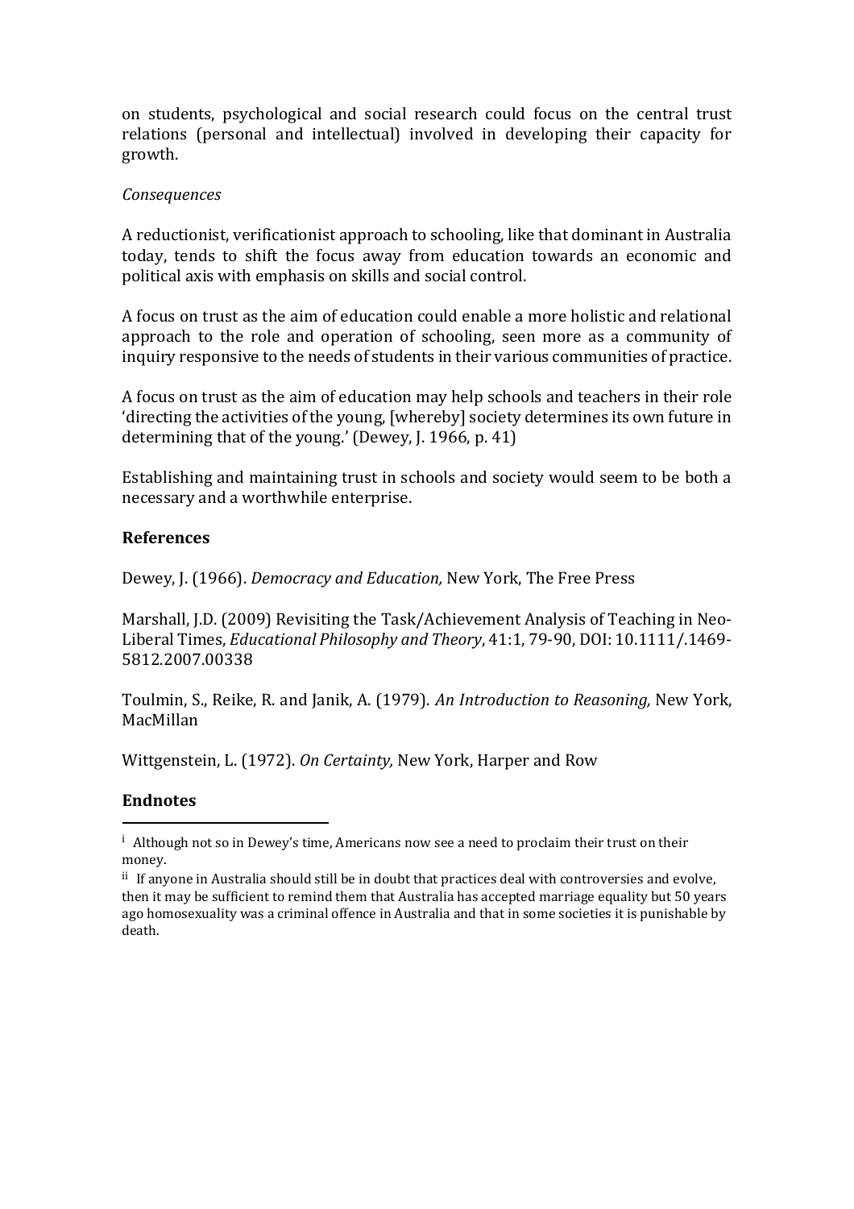on students, psychological and social research could focus on the central trust relations (personal and intellectual) involved in developing their capacity for growth.

*Consequences*

A reductionist, verificationist approach to schooling, like that dominant in Australia today, tends to shift the focus away from education towards an economic and political axis with emphasis on skills and social control.

A focus on trust as the aim of education could enable a more holistic and relational approach to the role and operation of schooling, seen more as a community of inquiry responsive to the needs of students in their various communities of practice.

A focus on trust as the aim of education may help schools and teachers in their role 'directing the activities of the young, [whereby] society determines its own future in determining that of the young.' (Dewey, J. 1966, p. 41)

Establishing and maintaining trust in schools and society would seem to be both a necessary and a worthwhile enterprise.

## References

Dewey, J. (1966). *Democracy and Education,* New York, The Free Press

Marshall, J.D. (2009) Revisiting the Task/Achievement Analysis of Teaching in Neo-Liberal Times, *Educational Philosophy and Theory*, 41:1, 79-90, DOI: 10.1111/.1469-5812.2007.00338

Toulmin, S., Reike, R. and Janik, A. (1979). *An Introduction to Reasoning,* New York, MacMillan

Wittgenstein, L. (1972). *On Certainty,* New York, Harper and Row

## Endnotes

[i] Although not so in Dewey's time, Americans now see a need to proclaim their trust on their money.

[ii] If anyone in Australia should still be in doubt that practices deal with controversies and evolve, then it may be sufficient to remind them that Australia has accepted marriage equality but 50 years ago homosexuality was a criminal offence in Australia and that in some societies it is punishable by death.